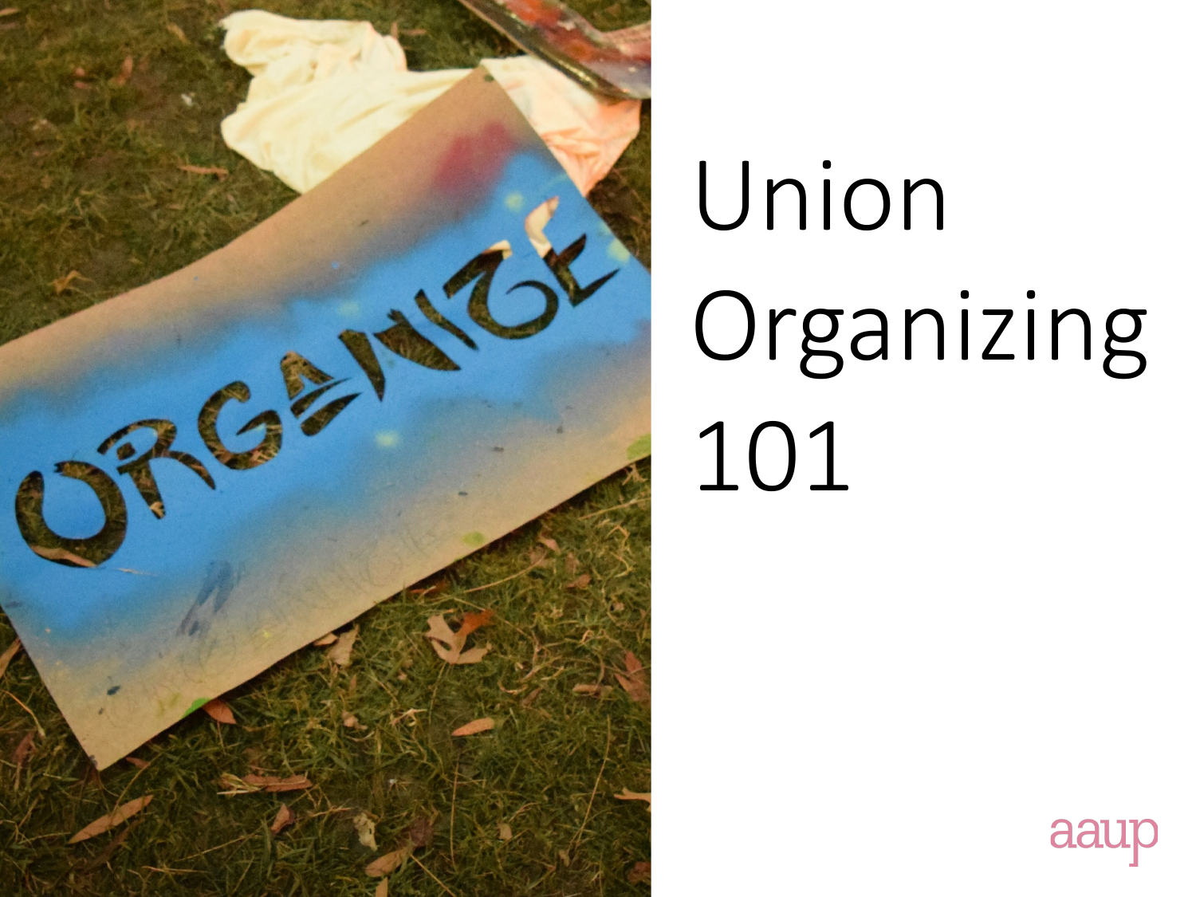# Union Organizing 101

aaup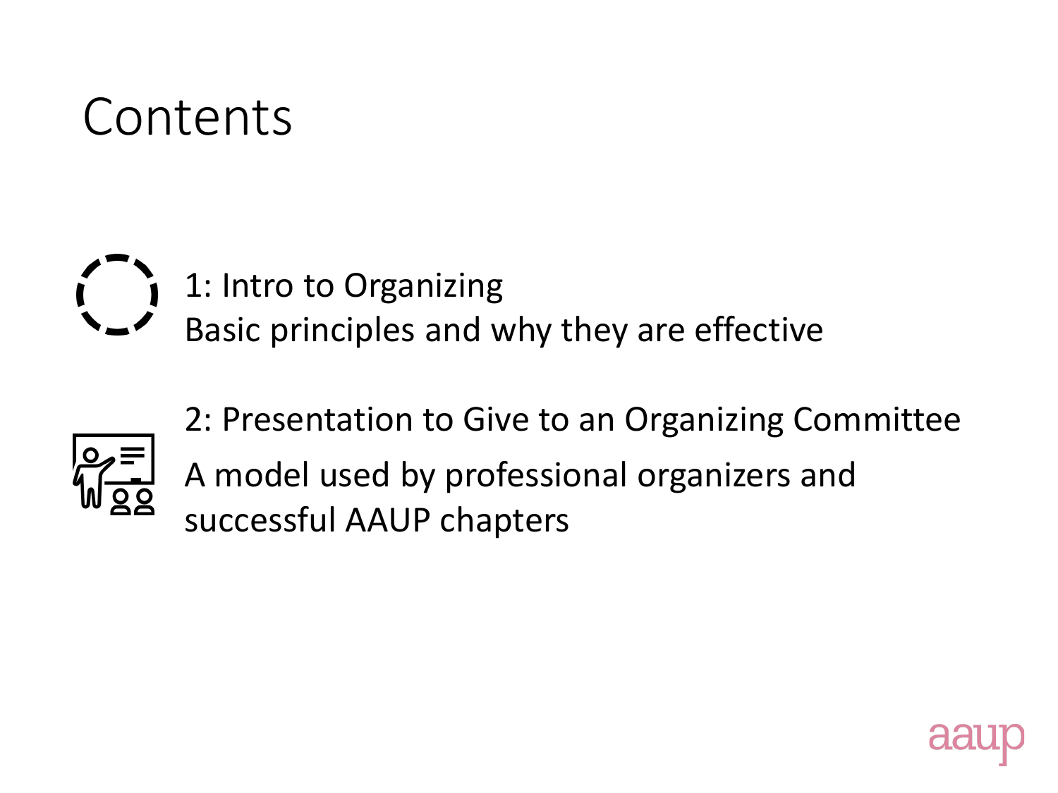# Contents

1: Intro to Organizing
Basic principles and why they are effective

2: Presentation to Give to an Organizing Committee
A model used by professional organizers and successful AAUP chapters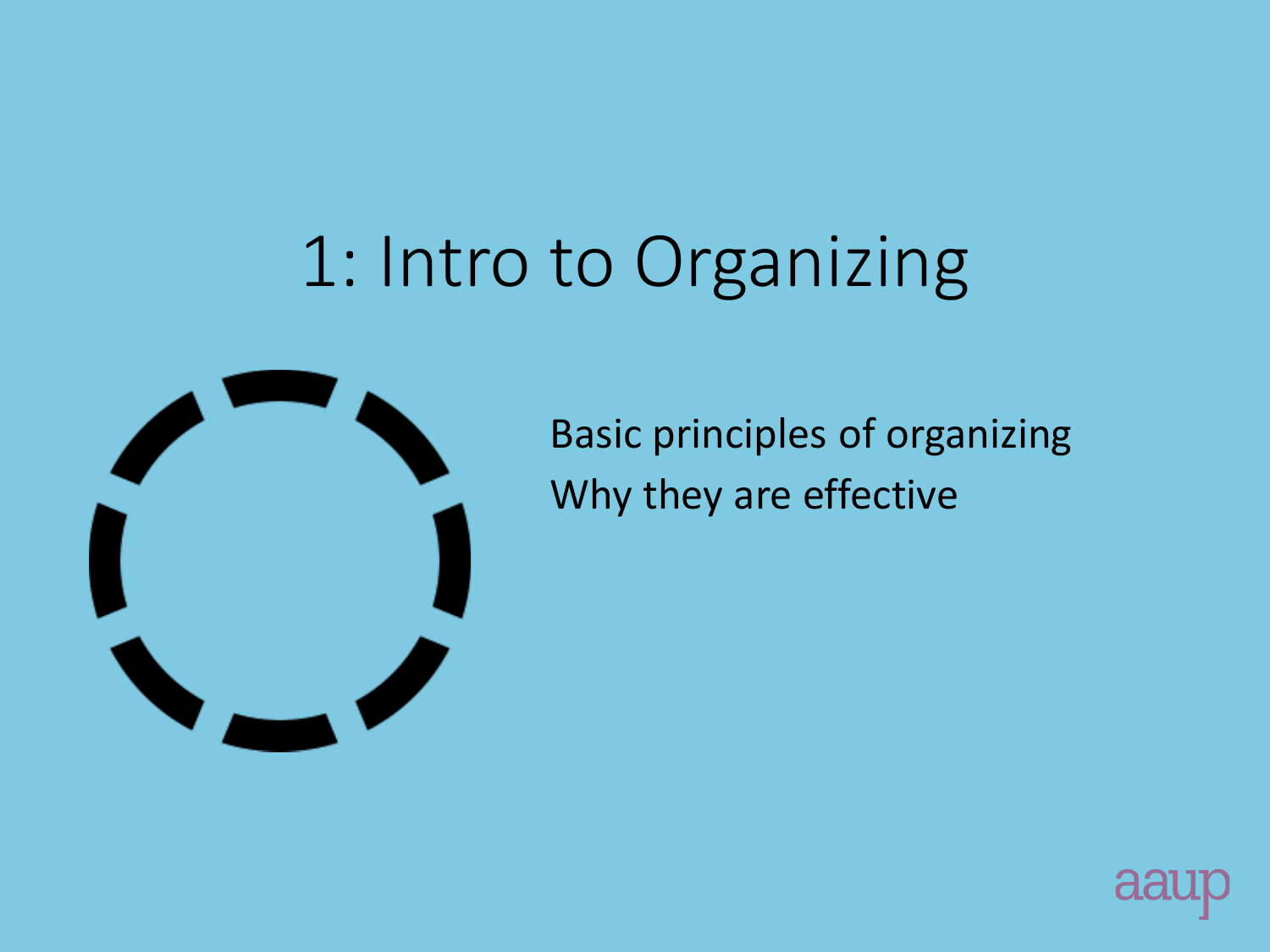# 1: Intro to Organizing

Basic principles of organizing

Why they are effective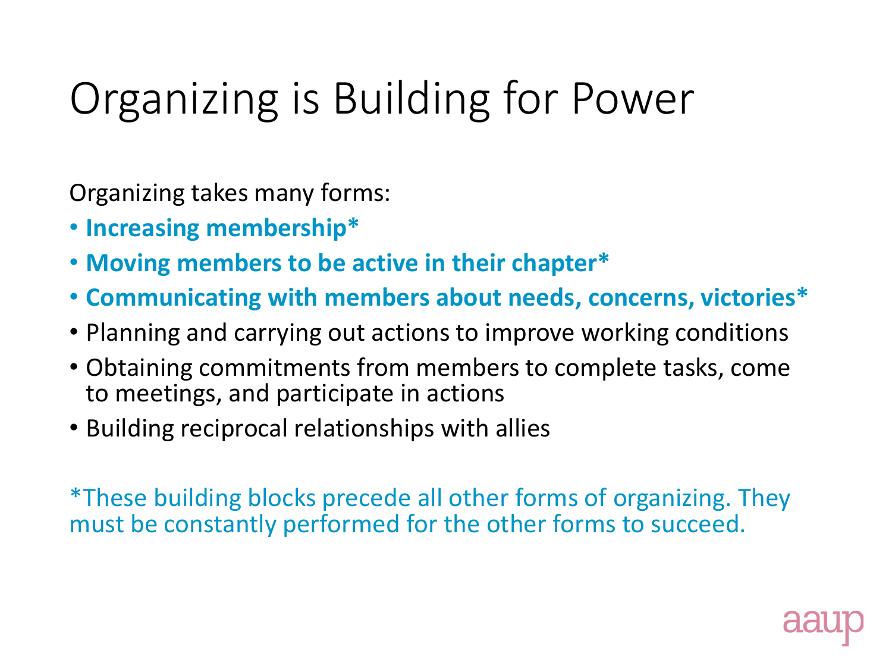# Organizing is Building for Power

Organizing takes many forms:

- **Increasing membership***
- **Moving members to be active in their chapter***
- **Communicating with members about needs, concerns, victories***
- Planning and carrying out actions to improve working conditions
- Obtaining commitments from members to complete tasks, come to meetings, and participate in actions
- Building reciprocal relationships with allies

*These building blocks precede all other forms of organizing. They must be constantly performed for the other forms to succeed.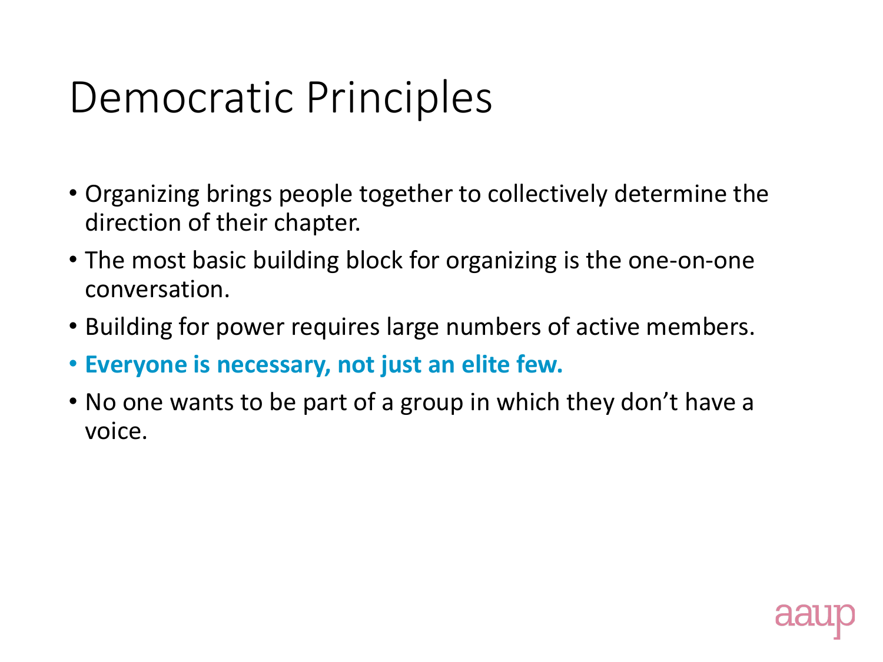# Democratic Principles

- Organizing brings people together to collectively determine the direction of their chapter.
- The most basic building block for organizing is the one-on-one conversation.
- Building for power requires large numbers of active members.
- **Everyone is necessary, not just an elite few.**
- No one wants to be part of a group in which they don't have a voice.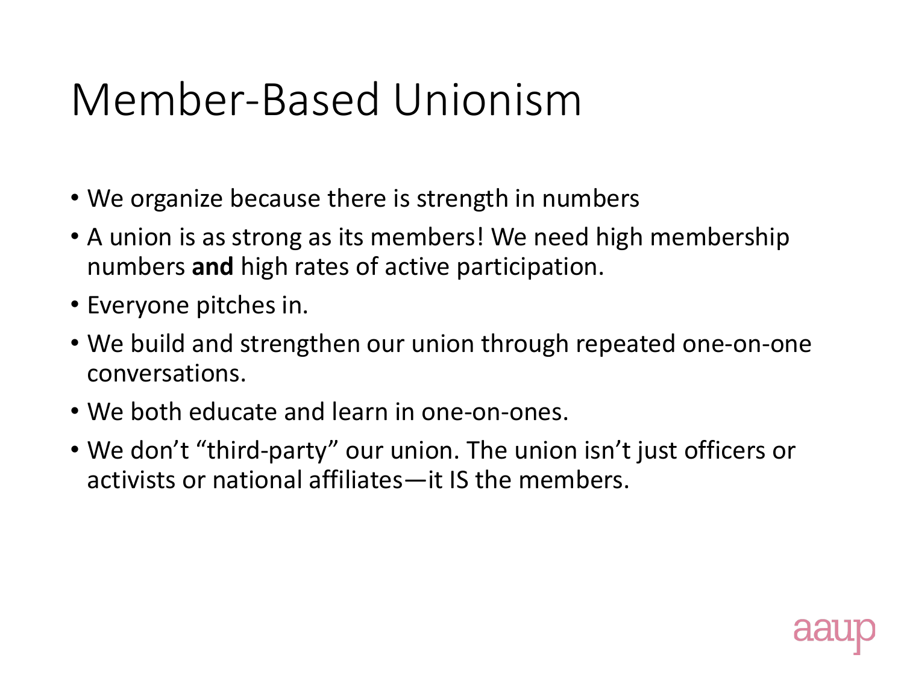# Member-Based Unionism

- We organize because there is strength in numbers
- A union is as strong as its members! We need high membership numbers **and** high rates of active participation.
- Everyone pitches in.
- We build and strengthen our union through repeated one-on-one conversations.
- We both educate and learn in one-on-ones.
- We don't "third-party" our union. The union isn't just officers or activists or national affiliates—it IS the members.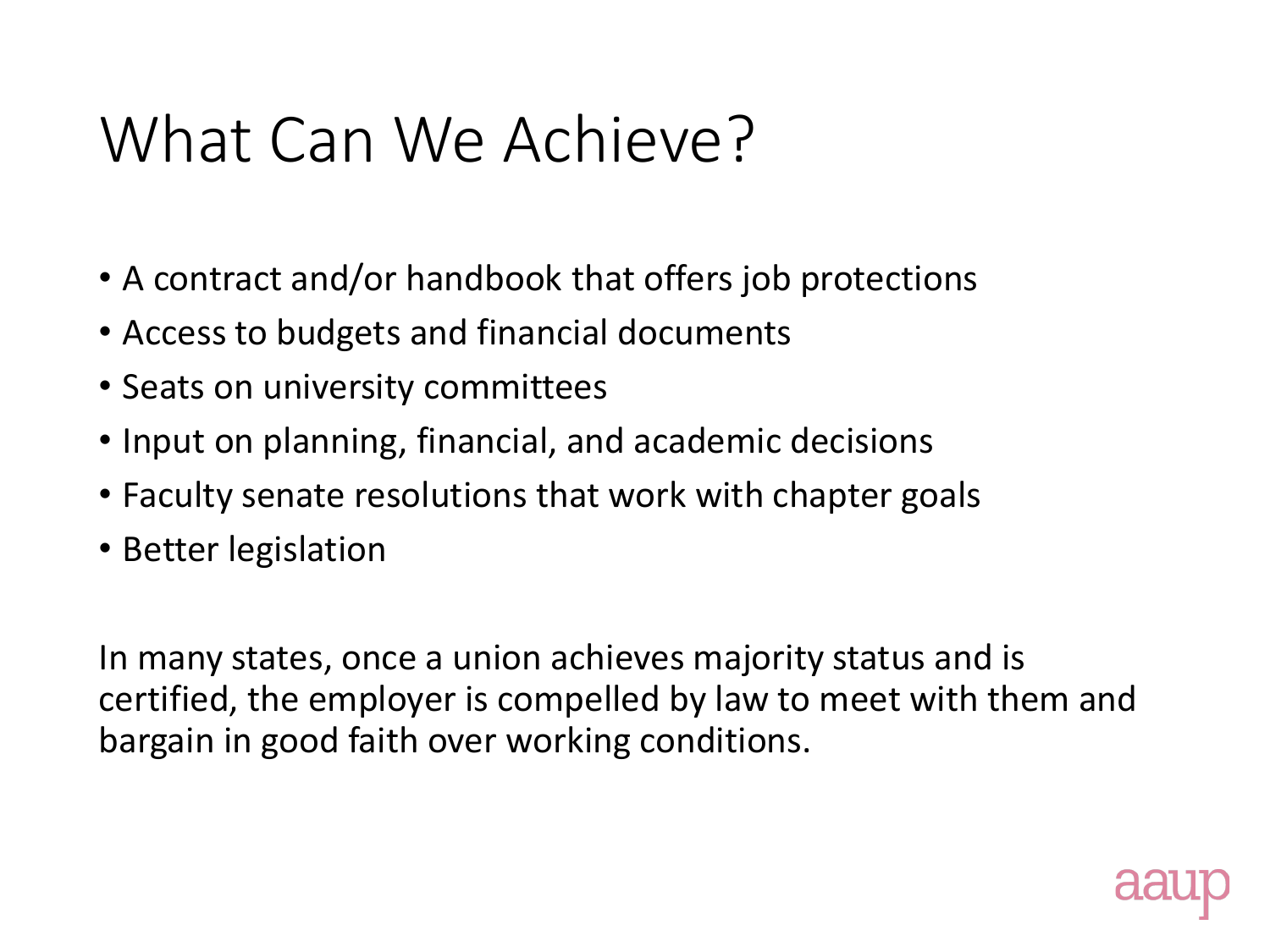# What Can We Achieve?

- A contract and/or handbook that offers job protections
- Access to budgets and financial documents
- Seats on university committees
- Input on planning, financial, and academic decisions
- Faculty senate resolutions that work with chapter goals
- Better legislation

In many states, once a union achieves majority status and is certified, the employer is compelled by law to meet with them and bargain in good faith over working conditions.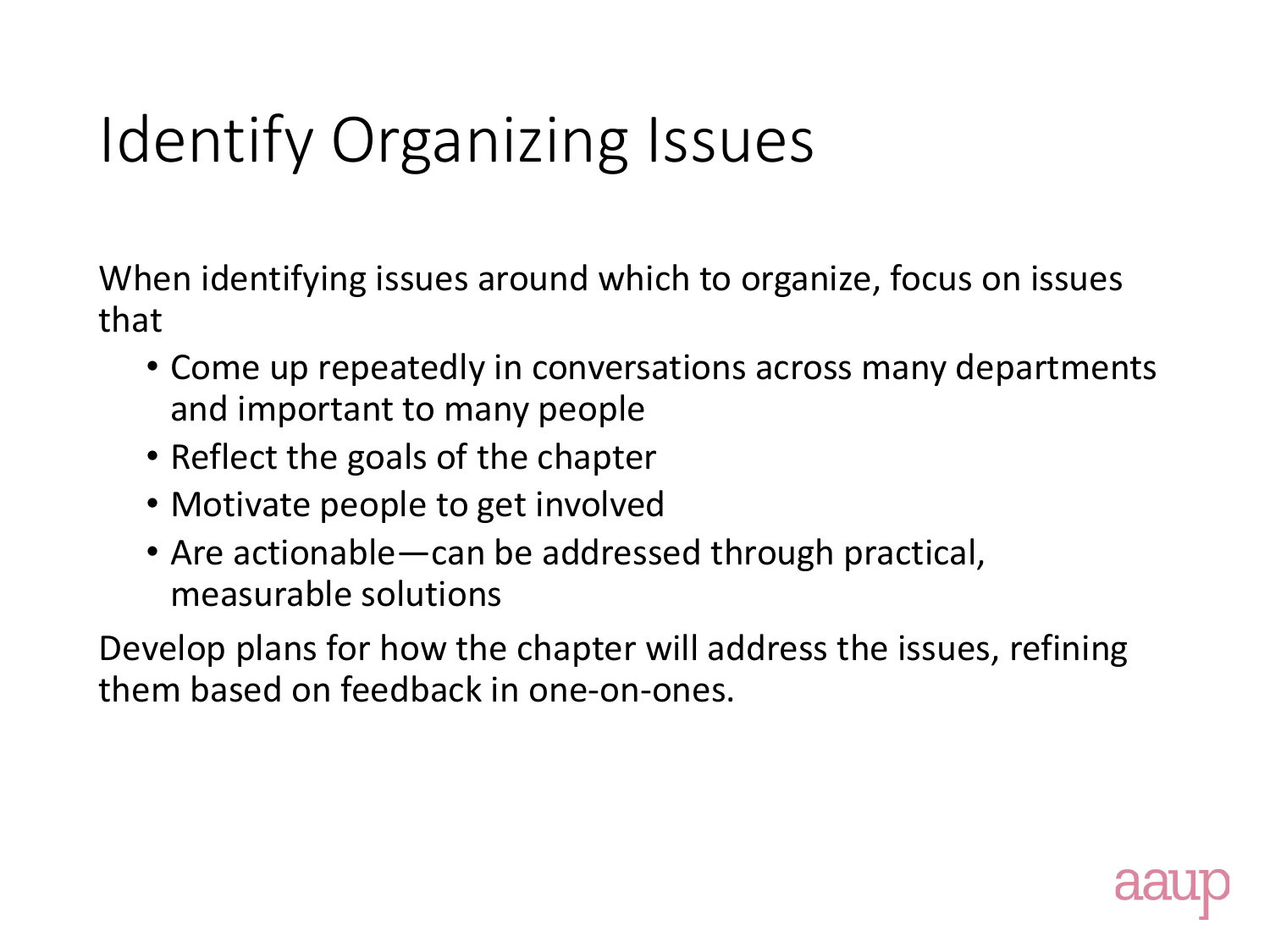# Identify Organizing Issues

When identifying issues around which to organize, focus on issues that

- Come up repeatedly in conversations across many departments and important to many people
- Reflect the goals of the chapter
- Motivate people to get involved
- Are actionable—can be addressed through practical, measurable solutions

Develop plans for how the chapter will address the issues, refining them based on feedback in one-on-ones.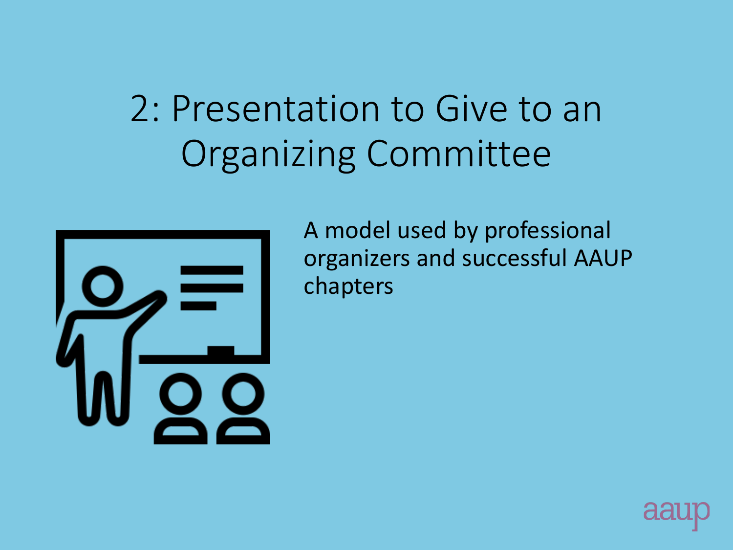# 2: Presentation to Give to an Organizing Committee

A model used by professional organizers and successful AAUP chapters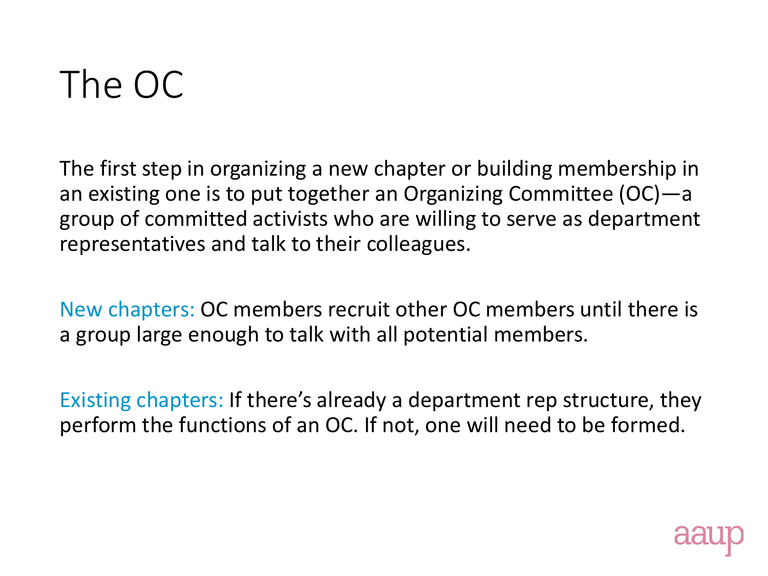# The OC

The first step in organizing a new chapter or building membership in an existing one is to put together an Organizing Committee (OC)—a group of committed activists who are willing to serve as department representatives and talk to their colleagues.

New chapters: OC members recruit other OC members until there is a group large enough to talk with all potential members.

Existing chapters: If there's already a department rep structure, they perform the functions of an OC. If not, one will need to be formed.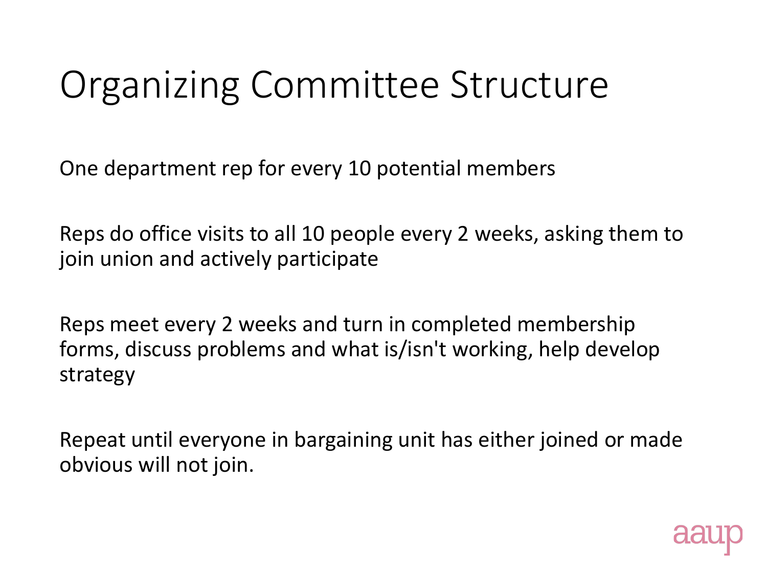# Organizing Committee Structure

One department rep for every 10 potential members

Reps do office visits to all 10 people every 2 weeks, asking them to join union and actively participate

Reps meet every 2 weeks and turn in completed membership forms, discuss problems and what is/isn't working, help develop strategy

Repeat until everyone in bargaining unit has either joined or made obvious will not join.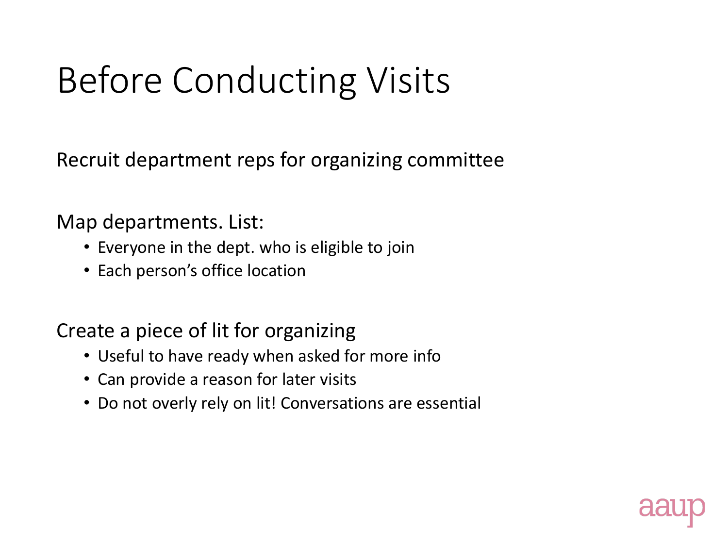# Before Conducting Visits

Recruit department reps for organizing committee

Map departments. List:

- Everyone in the dept. who is eligible to join
- Each person's office location

Create a piece of lit for organizing

- Useful to have ready when asked for more info
- Can provide a reason for later visits
- Do not overly rely on lit! Conversations are essential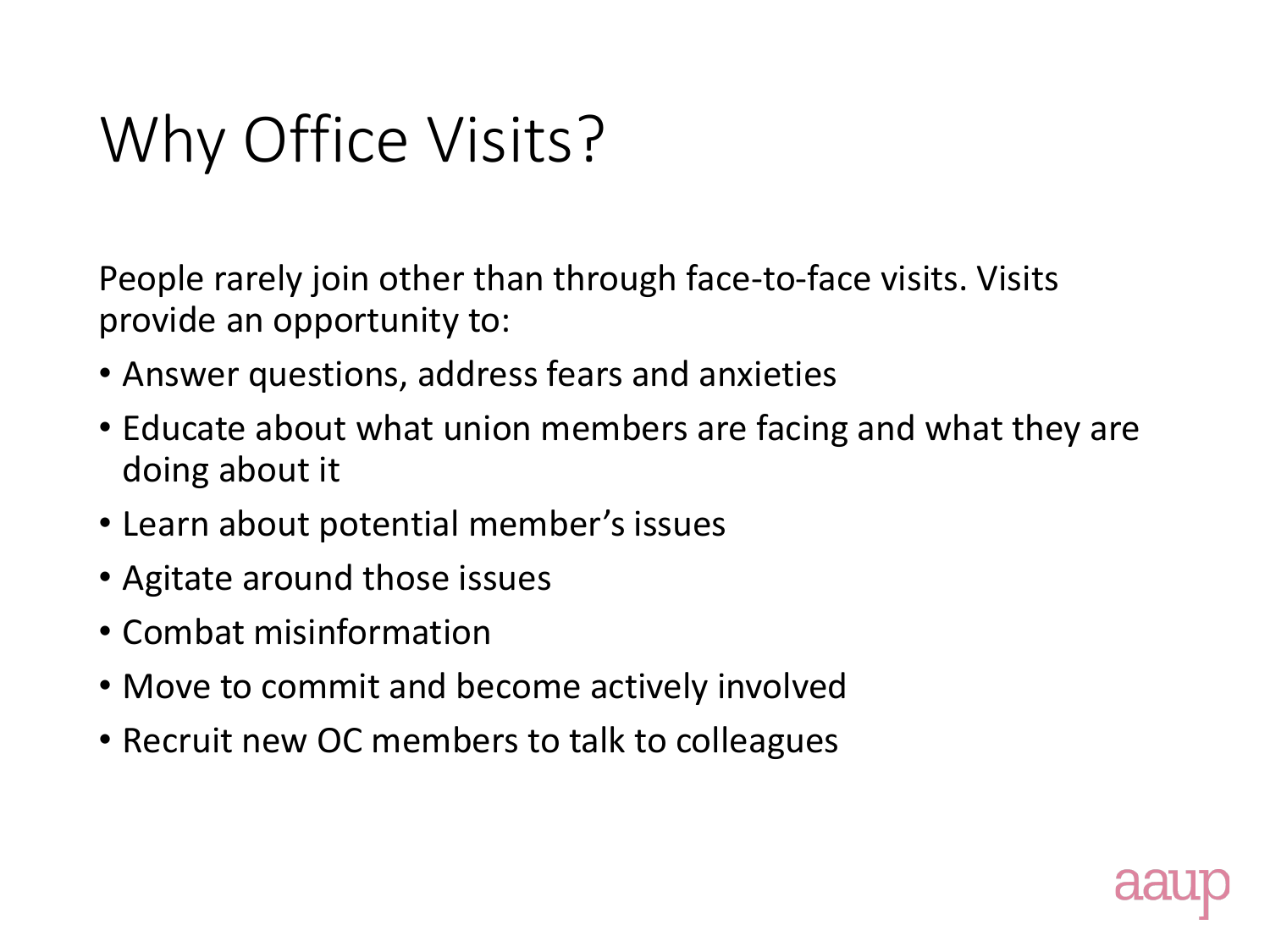# Why Office Visits?

People rarely join other than through face-to-face visits. Visits provide an opportunity to:

- Answer questions, address fears and anxieties
- Educate about what union members are facing and what they are doing about it
- Learn about potential member's issues
- Agitate around those issues
- Combat misinformation
- Move to commit and become actively involved
- Recruit new OC members to talk to colleagues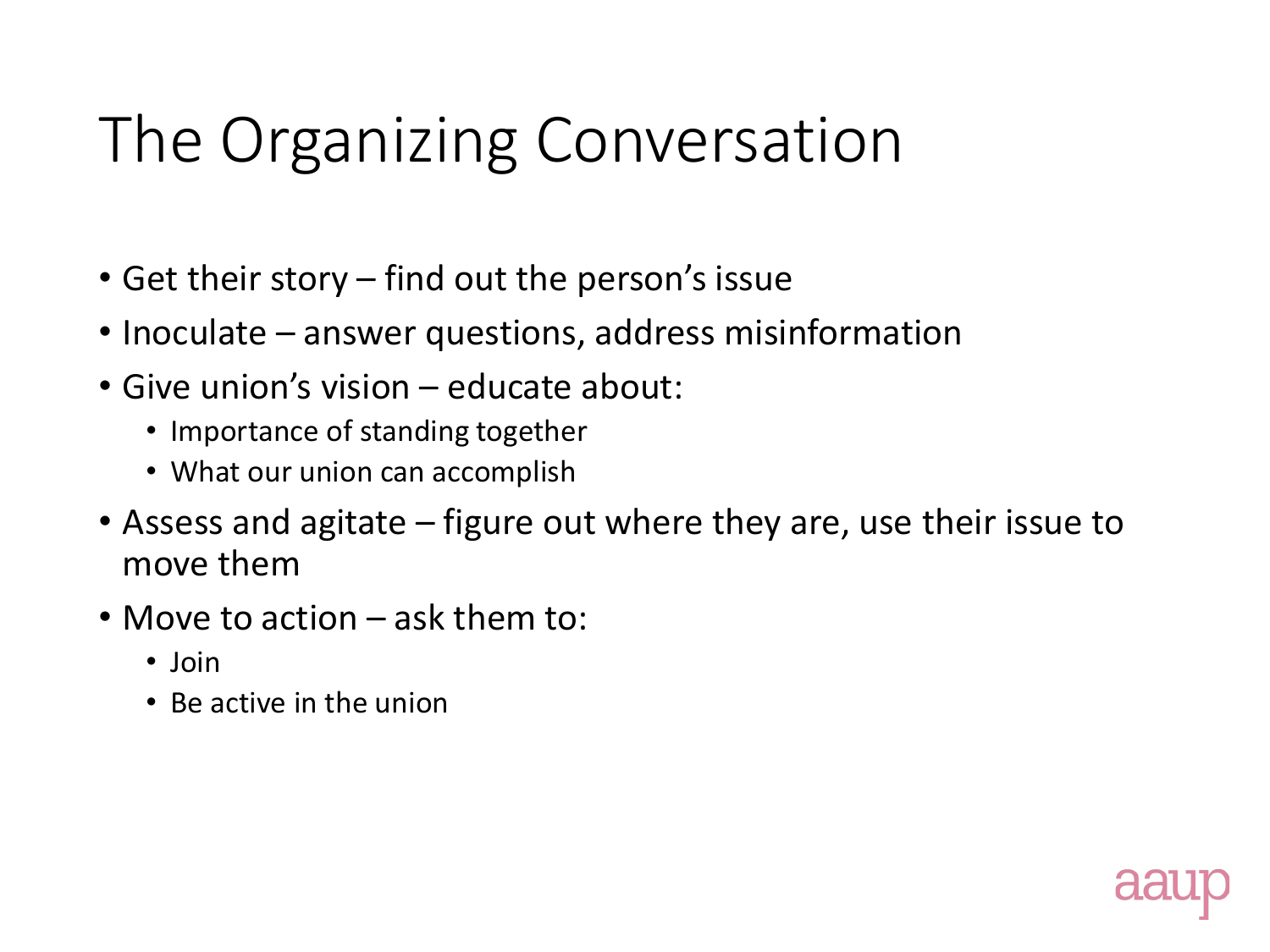# The Organizing Conversation

- Get their story – find out the person's issue
- Inoculate – answer questions, address misinformation
- Give union's vision – educate about:
  - Importance of standing together
  - What our union can accomplish
- Assess and agitate – figure out where they are, use their issue to move them
- Move to action – ask them to:
  - Join
  - Be active in the union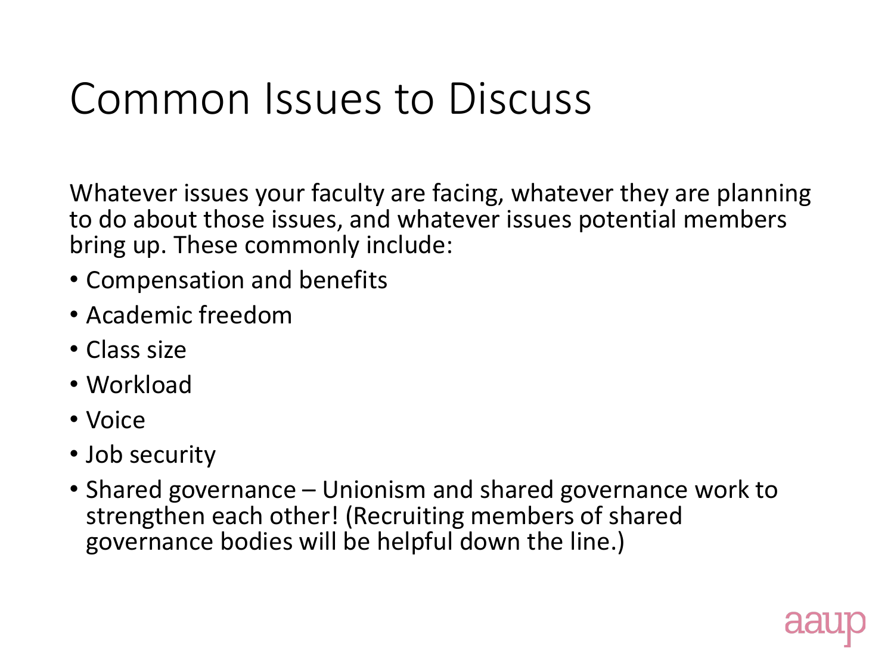# Common Issues to Discuss

Whatever issues your faculty are facing, whatever they are planning to do about those issues, and whatever issues potential members bring up. These commonly include:

- Compensation and benefits
- Academic freedom
- Class size
- Workload
- Voice
- Job security
- Shared governance – Unionism and shared governance work to strengthen each other! (Recruiting members of shared governance bodies will be helpful down the line.)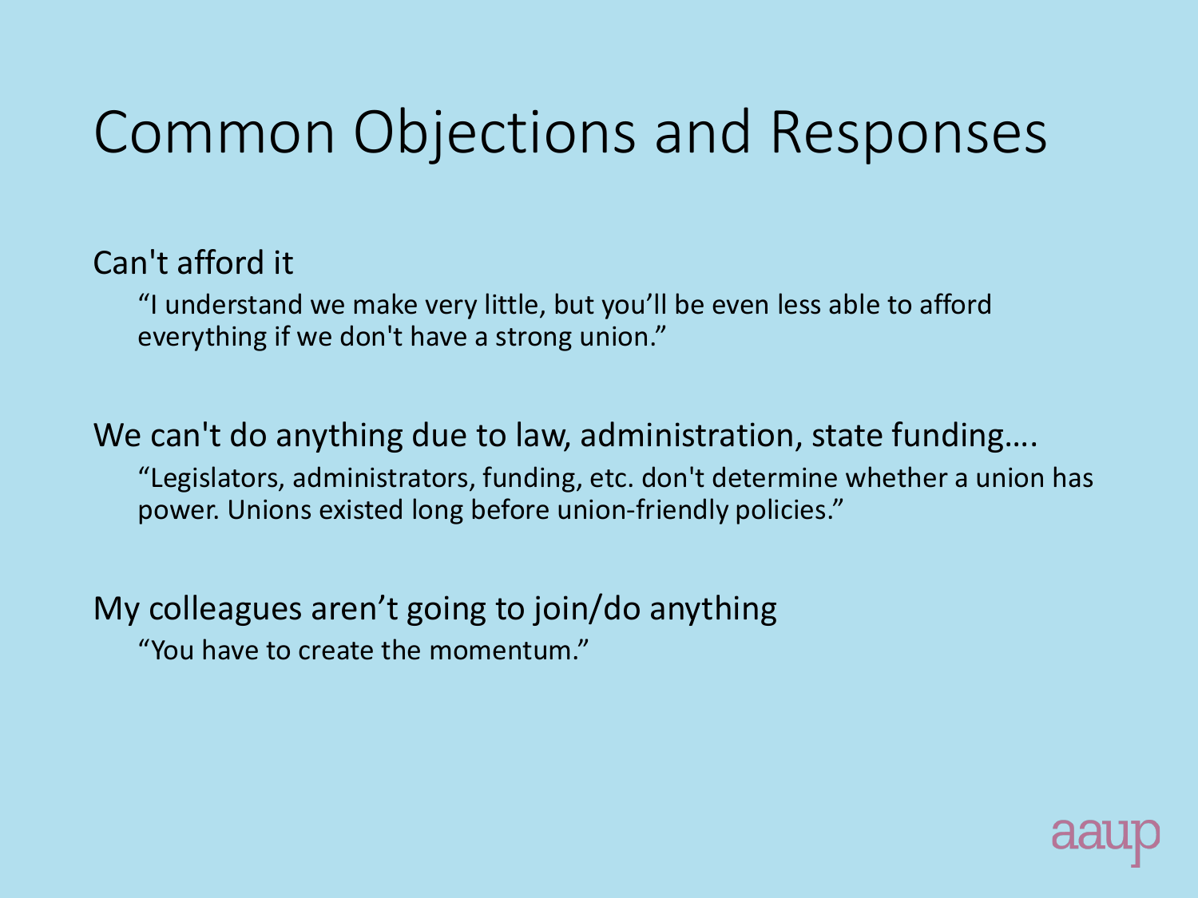# Common Objections and Responses

Can't afford it

> "I understand we make very little, but you'll be even less able to afford everything if we don't have a strong union."

We can't do anything due to law, administration, state funding….

> "Legislators, administrators, funding, etc. don't determine whether a union has power. Unions existed long before union-friendly policies."

My colleagues aren't going to join/do anything

> "You have to create the momentum."

aaup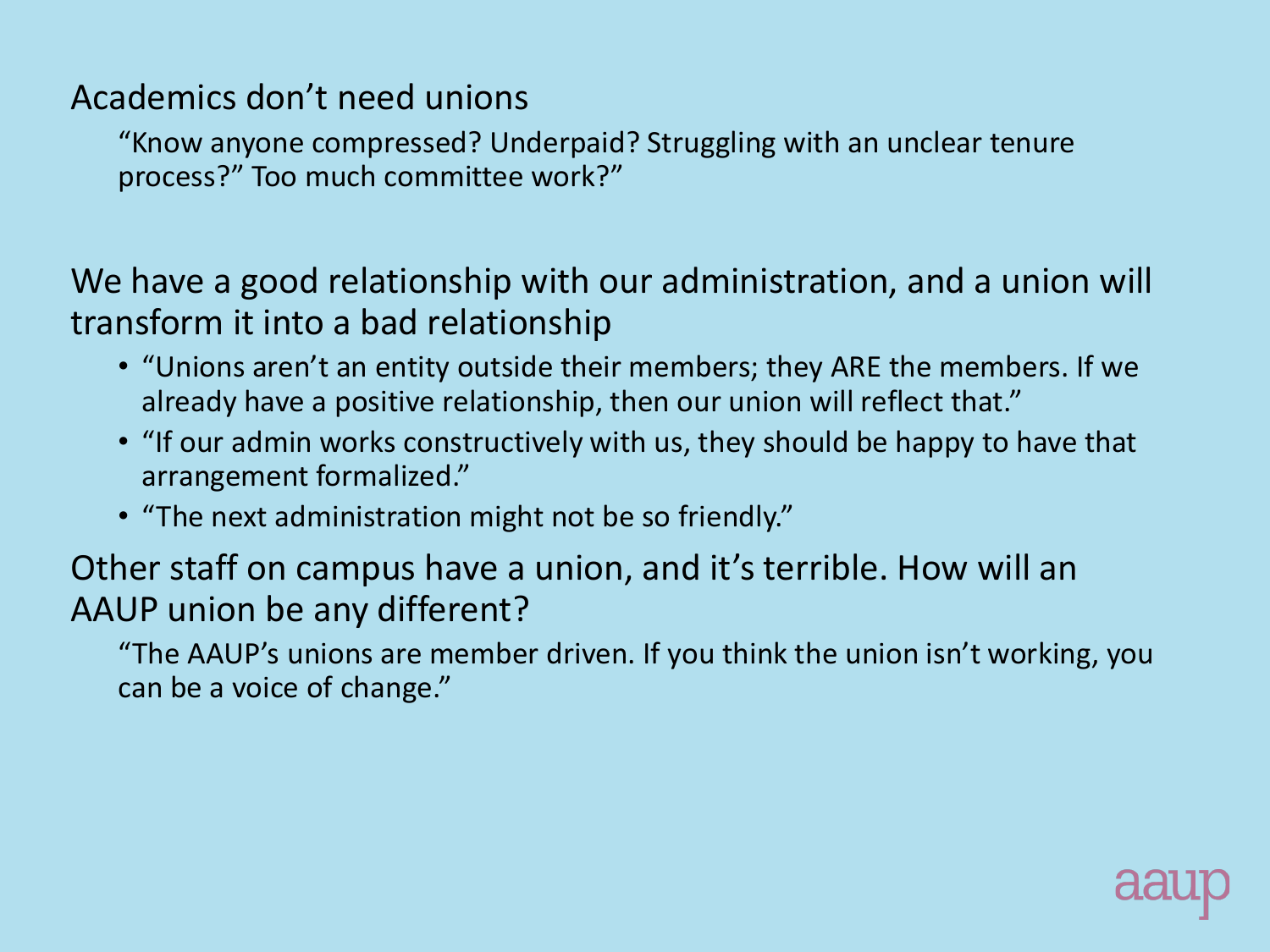Academics don't need unions

"Know anyone compressed? Underpaid? Struggling with an unclear tenure process?" Too much committee work?"

We have a good relationship with our administration, and a union will transform it into a bad relationship

- "Unions aren't an entity outside their members; they ARE the members. If we already have a positive relationship, then our union will reflect that."
- "If our admin works constructively with us, they should be happy to have that arrangement formalized."
- "The next administration might not be so friendly."

Other staff on campus have a union, and it's terrible. How will an AAUP union be any different?

"The AAUP's unions are member driven. If you think the union isn't working, you can be a voice of change."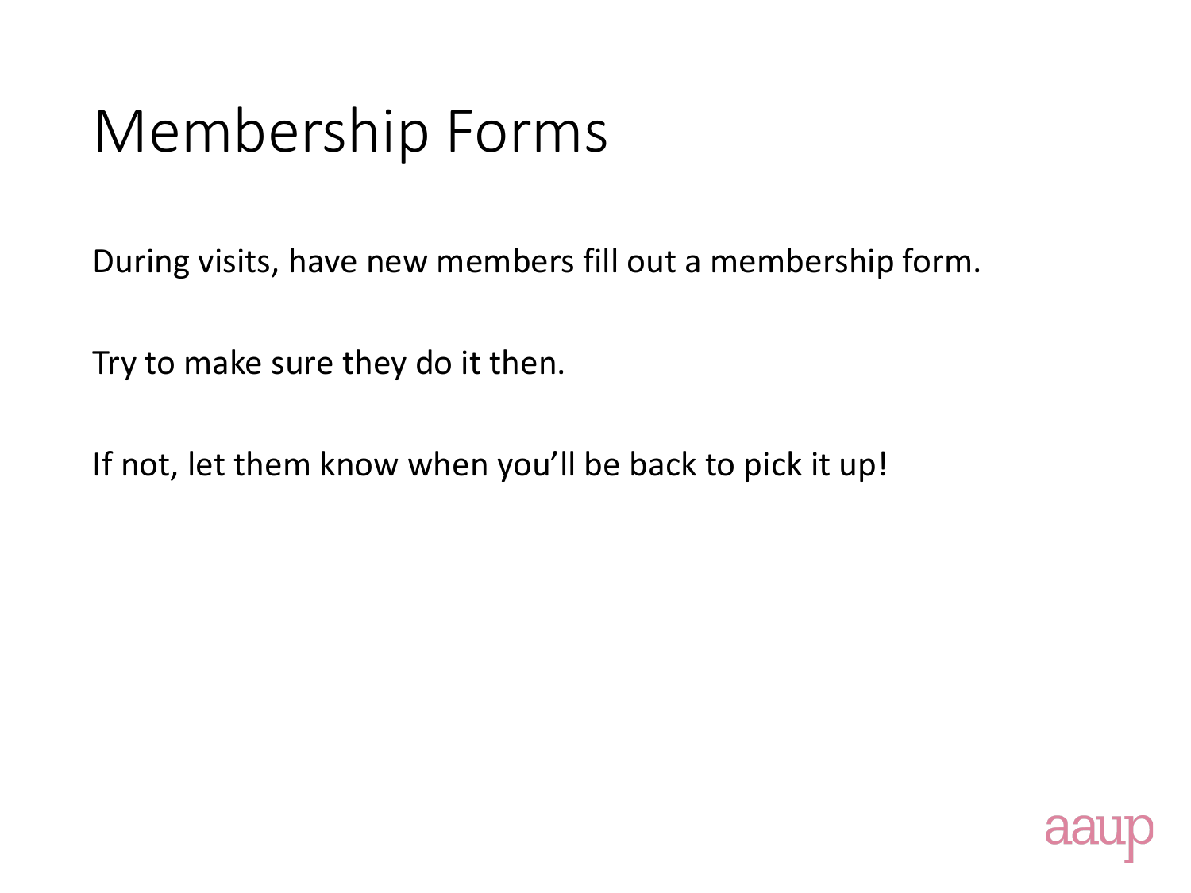# Membership Forms

During visits, have new members fill out a membership form.

Try to make sure they do it then.

If not, let them know when you'll be back to pick it up!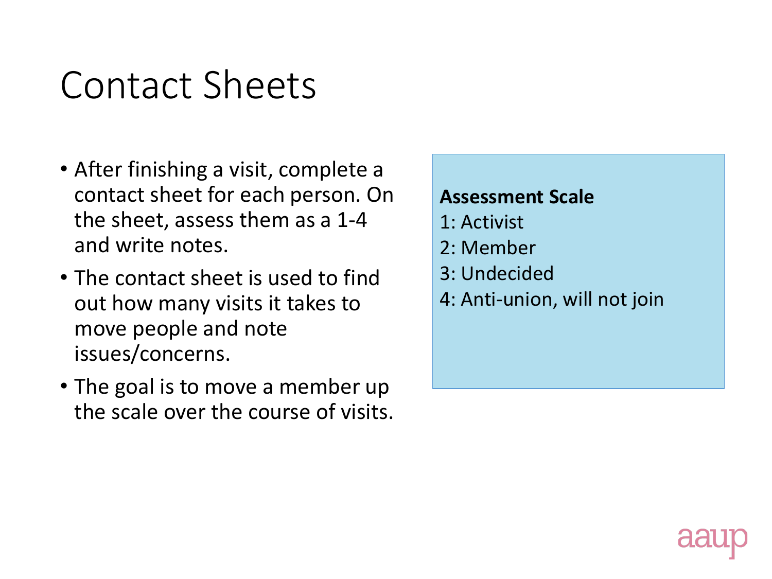# Contact Sheets

- After finishing a visit, complete a contact sheet for each person. On the sheet, assess them as a 1-4 and write notes.
- The contact sheet is used to find out how many visits it takes to move people and note issues/concerns.
- The goal is to move a member up the scale over the course of visits.

**Assessment Scale**
1: Activist
2: Member
3: Undecided
4: Anti-union, will not join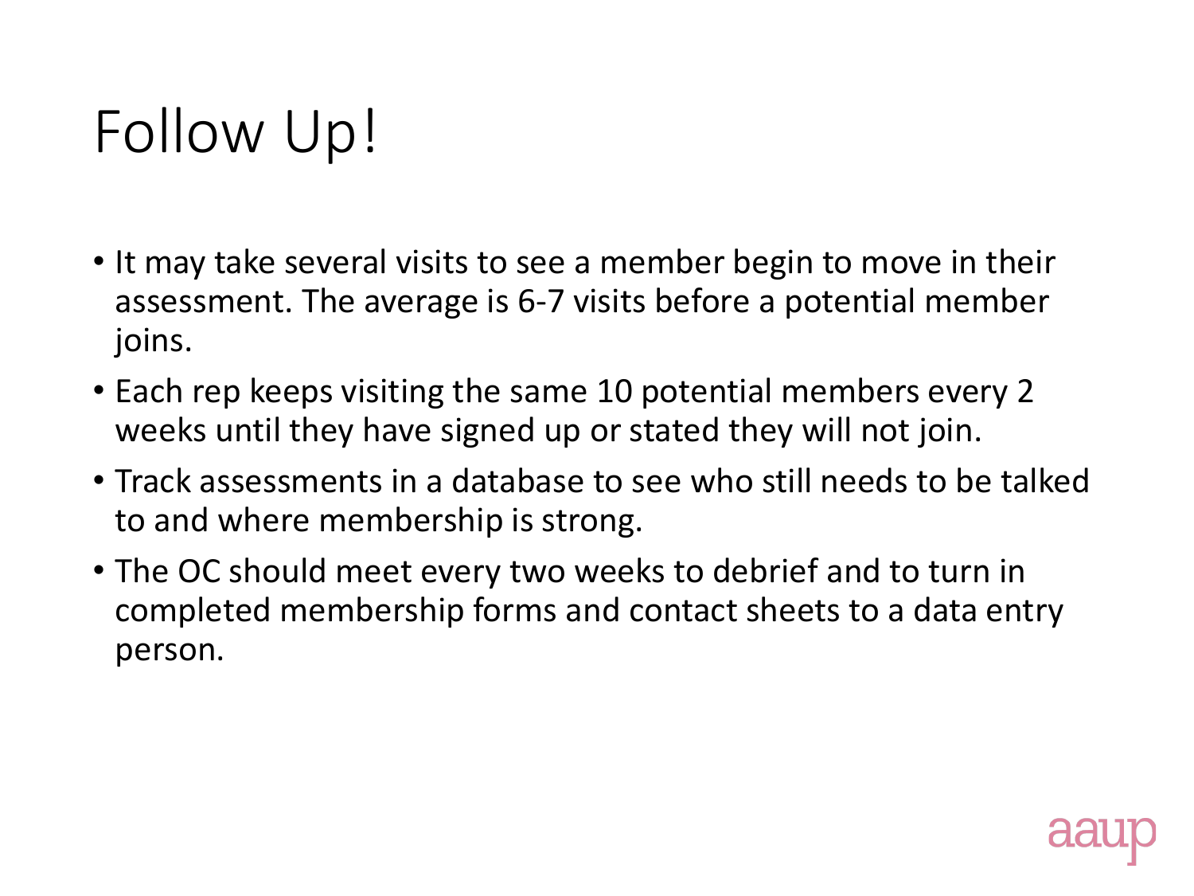# Follow Up!

- It may take several visits to see a member begin to move in their assessment. The average is 6-7 visits before a potential member joins.
- Each rep keeps visiting the same 10 potential members every 2 weeks until they have signed up or stated they will not join.
- Track assessments in a database to see who still needs to be talked to and where membership is strong.
- The OC should meet every two weeks to debrief and to turn in completed membership forms and contact sheets to a data entry person.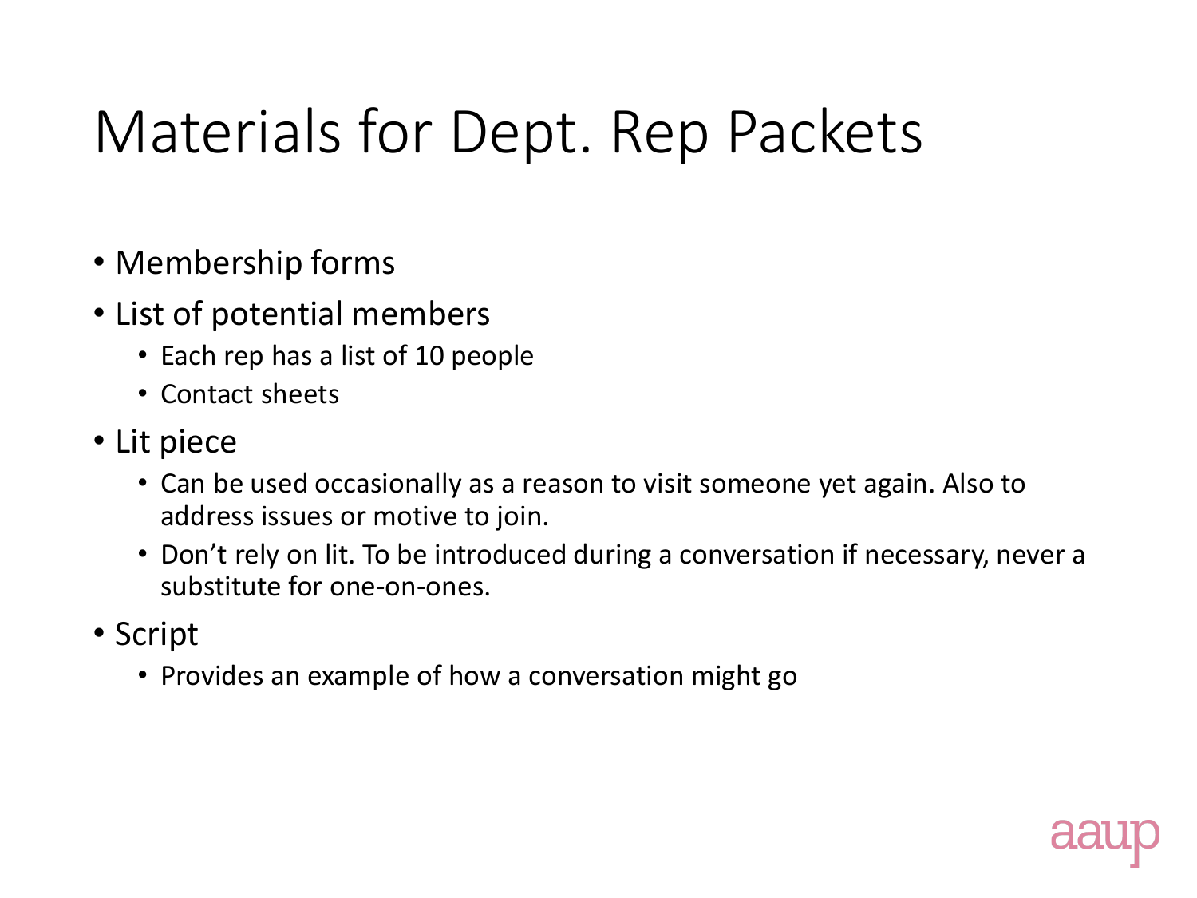# Materials for Dept. Rep Packets

- Membership forms
- List of potential members
  - Each rep has a list of 10 people
  - Contact sheets
- Lit piece
  - Can be used occasionally as a reason to visit someone yet again. Also to address issues or motive to join.
  - Don't rely on lit. To be introduced during a conversation if necessary, never a substitute for one-on-ones.
- Script
  - Provides an example of how a conversation might go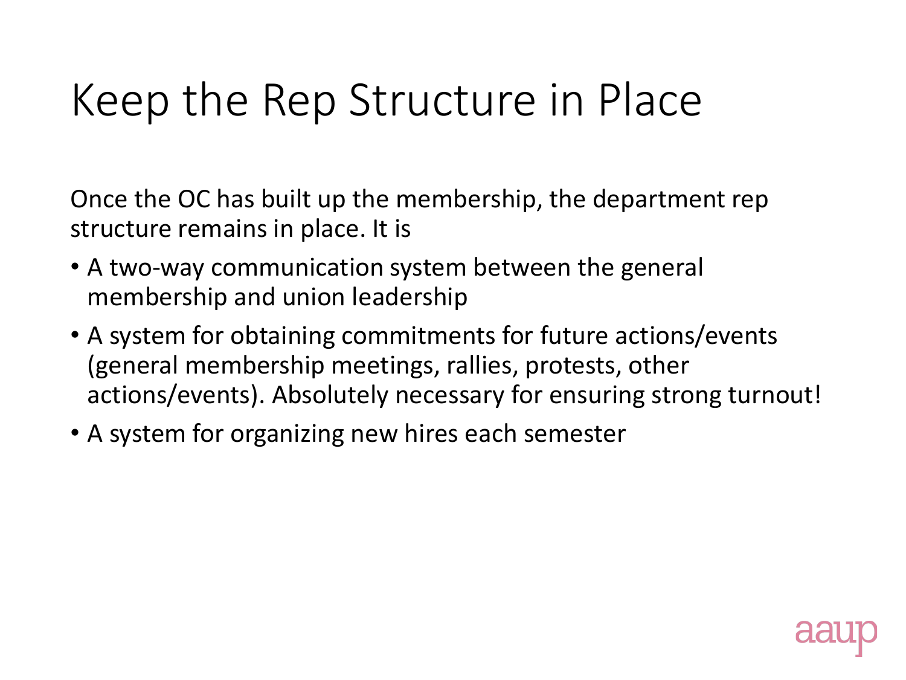# Keep the Rep Structure in Place

Once the OC has built up the membership, the department rep structure remains in place. It is

- A two-way communication system between the general membership and union leadership
- A system for obtaining commitments for future actions/events (general membership meetings, rallies, protests, other actions/events). Absolutely necessary for ensuring strong turnout!
- A system for organizing new hires each semester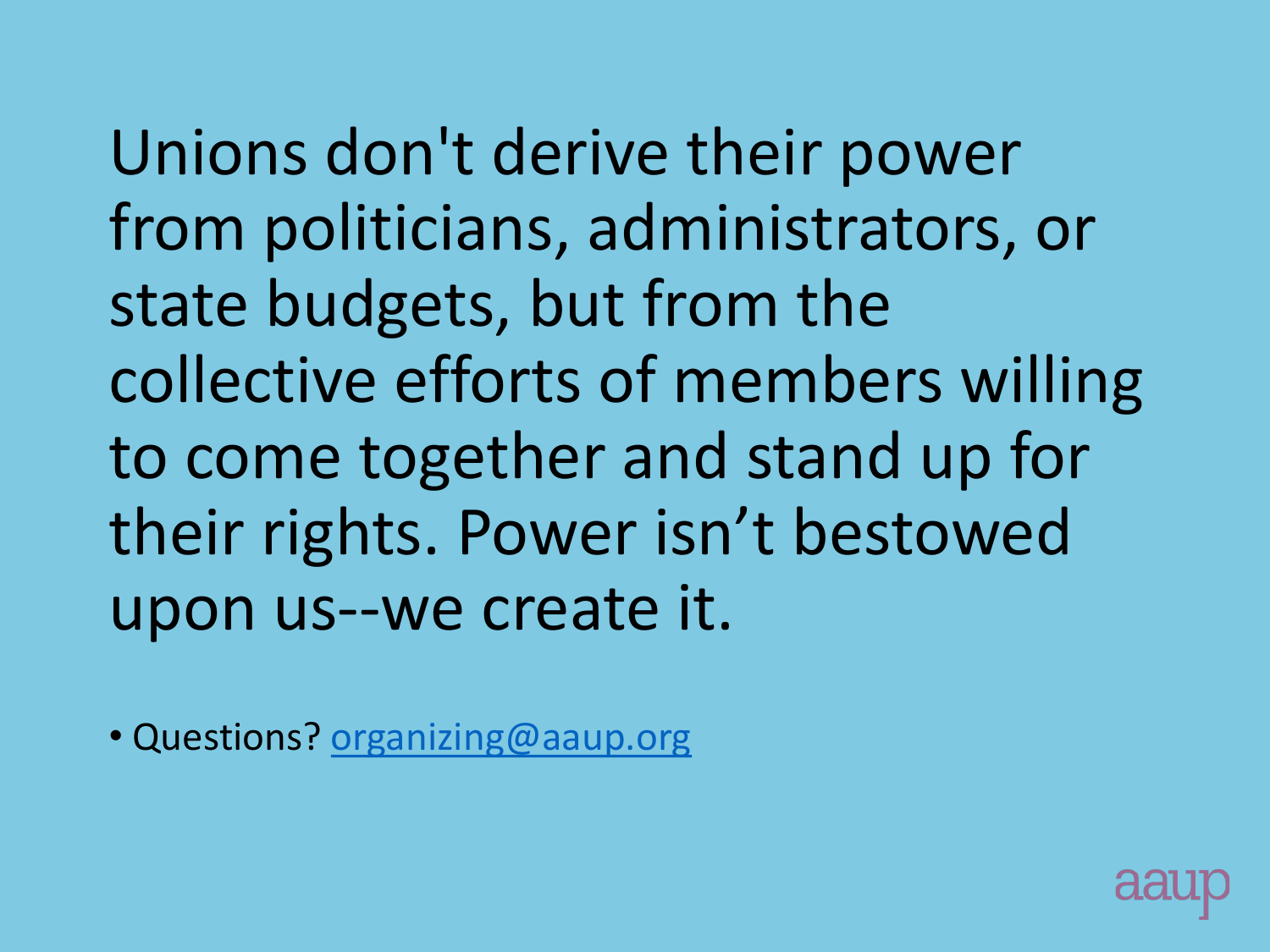Unions don't derive their power from politicians, administrators, or state budgets, but from the collective efforts of members willing to come together and stand up for their rights. Power isn't bestowed upon us--we create it.

- Questions? [organizing@aaup.org](mailto:organizing@aaup.org)

aaup